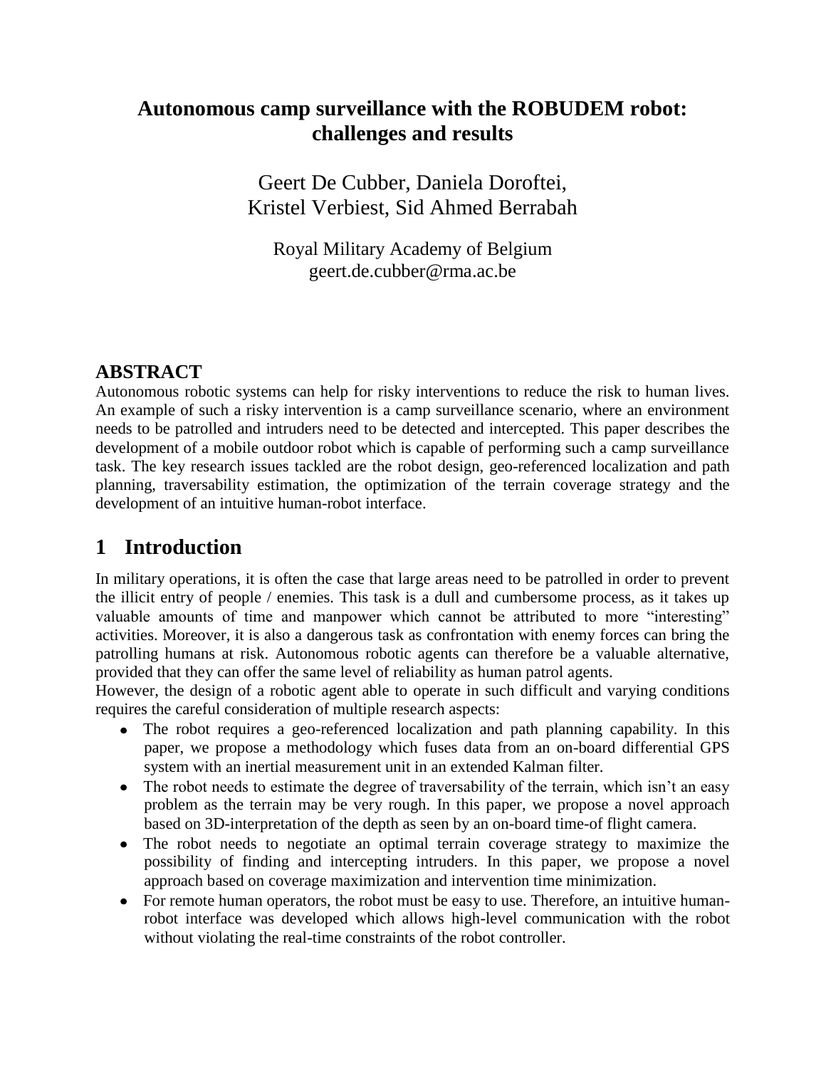# Autonomous camp surveillance with the ROBUDEM robot: challenges and results

Geert De Cubber, Daniela Doroftei,
Kristel Verbiest, Sid Ahmed Berrabah

Royal Military Academy of Belgium
geert.de.cubber@rma.ac.be

## ABSTRACT

Autonomous robotic systems can help for risky interventions to reduce the risk to human lives. An example of such a risky intervention is a camp surveillance scenario, where an environment needs to be patrolled and intruders need to be detected and intercepted. This paper describes the development of a mobile outdoor robot which is capable of performing such a camp surveillance task. The key research issues tackled are the robot design, geo-referenced localization and path planning, traversability estimation, the optimization of the terrain coverage strategy and the development of an intuitive human-robot interface.

## 1 Introduction

In military operations, it is often the case that large areas need to be patrolled in order to prevent the illicit entry of people / enemies. This task is a dull and cumbersome process, as it takes up valuable amounts of time and manpower which cannot be attributed to more "interesting" activities. Moreover, it is also a dangerous task as confrontation with enemy forces can bring the patrolling humans at risk. Autonomous robotic agents can therefore be a valuable alternative, provided that they can offer the same level of reliability as human patrol agents.

However, the design of a robotic agent able to operate in such difficult and varying conditions requires the careful consideration of multiple research aspects:

- The robot requires a geo-referenced localization and path planning capability. In this paper, we propose a methodology which fuses data from an on-board differential GPS system with an inertial measurement unit in an extended Kalman filter.
- The robot needs to estimate the degree of traversability of the terrain, which isn't an easy problem as the terrain may be very rough. In this paper, we propose a novel approach based on 3D-interpretation of the depth as seen by an on-board time-of flight camera.
- The robot needs to negotiate an optimal terrain coverage strategy to maximize the possibility of finding and intercepting intruders. In this paper, we propose a novel approach based on coverage maximization and intervention time minimization.
- For remote human operators, the robot must be easy to use. Therefore, an intuitive human-robot interface was developed which allows high-level communication with the robot without violating the real-time constraints of the robot controller.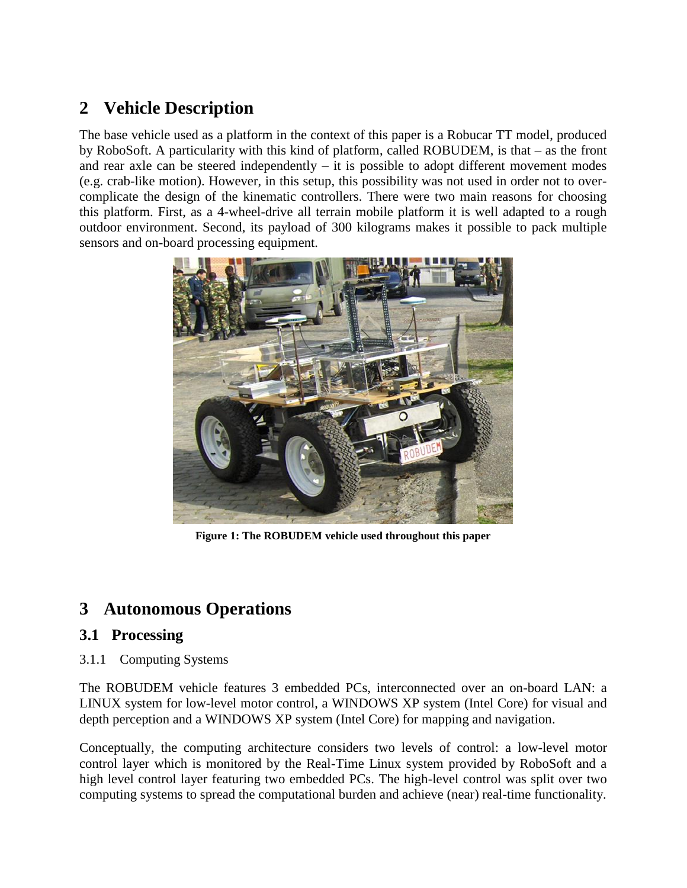## 2 Vehicle Description

The base vehicle used as a platform in the context of this paper is a Robucar TT model, produced by RoboSoft. A particularity with this kind of platform, called ROBUDEM, is that – as the front and rear axle can be steered independently – it is possible to adopt different movement modes (e.g. crab-like motion). However, in this setup, this possibility was not used in order not to over-complicate the design of the kinematic controllers. There were two main reasons for choosing this platform. First, as a 4-wheel-drive all terrain mobile platform it is well adapted to a rough outdoor environment. Second, its payload of 300 kilograms makes it possible to pack multiple sensors and on-board processing equipment.

**Figure 1: The ROBUDEM vehicle used throughout this paper**

## 3 Autonomous Operations

### 3.1 Processing

#### 3.1.1 Computing Systems

The ROBUDEM vehicle features 3 embedded PCs, interconnected over an on-board LAN: a LINUX system for low-level motor control, a WINDOWS XP system (Intel Core) for visual and depth perception and a WINDOWS XP system (Intel Core) for mapping and navigation.

Conceptually, the computing architecture considers two levels of control: a low-level motor control layer which is monitored by the Real-Time Linux system provided by RoboSoft and a high level control layer featuring two embedded PCs. The high-level control was split over two computing systems to spread the computational burden and achieve (near) real-time functionality.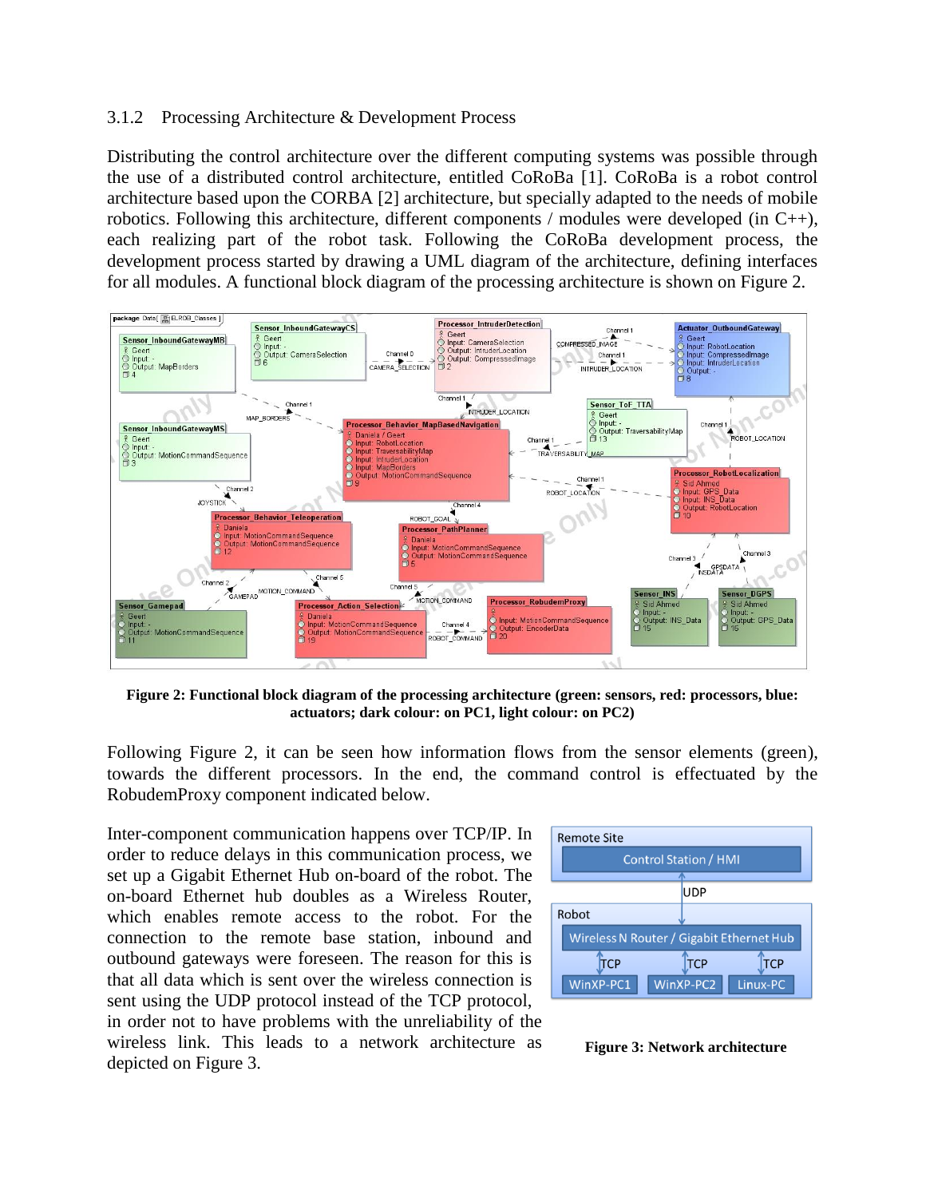### 3.1.2 Processing Architecture & Development Process

Distributing the control architecture over the different computing systems was possible through the use of a distributed control architecture, entitled CoRoBa [1]. CoRoBa is a robot control architecture based upon the CORBA [2] architecture, but specially adapted to the needs of mobile robotics. Following this architecture, different components / modules were developed (in C++), each realizing part of the robot task. Following the CoRoBa development process, the development process started by drawing a UML diagram of the architecture, defining interfaces for all modules. A functional block diagram of the processing architecture is shown on Figure 2.

**Figure 2: Functional block diagram of the processing architecture (green: sensors, red: processors, blue: actuators; dark colour: on PC1, light colour: on PC2)**

Following Figure 2, it can be seen how information flows from the sensor elements (green), towards the different processors. In the end, the command control is effectuated by the RobudemProxy component indicated below.

Inter-component communication happens over TCP/IP. In order to reduce delays in this communication process, we set up a Gigabit Ethernet Hub on-board of the robot. The on-board Ethernet hub doubles as a Wireless Router, which enables remote access to the robot. For the connection to the remote base station, inbound and outbound gateways were foreseen. The reason for this is that all data which is sent over the wireless connection is sent using the UDP protocol instead of the TCP protocol, in order not to have problems with the unreliability of the wireless link. This leads to a network architecture as depicted on Figure 3.

**Figure 3: Network architecture**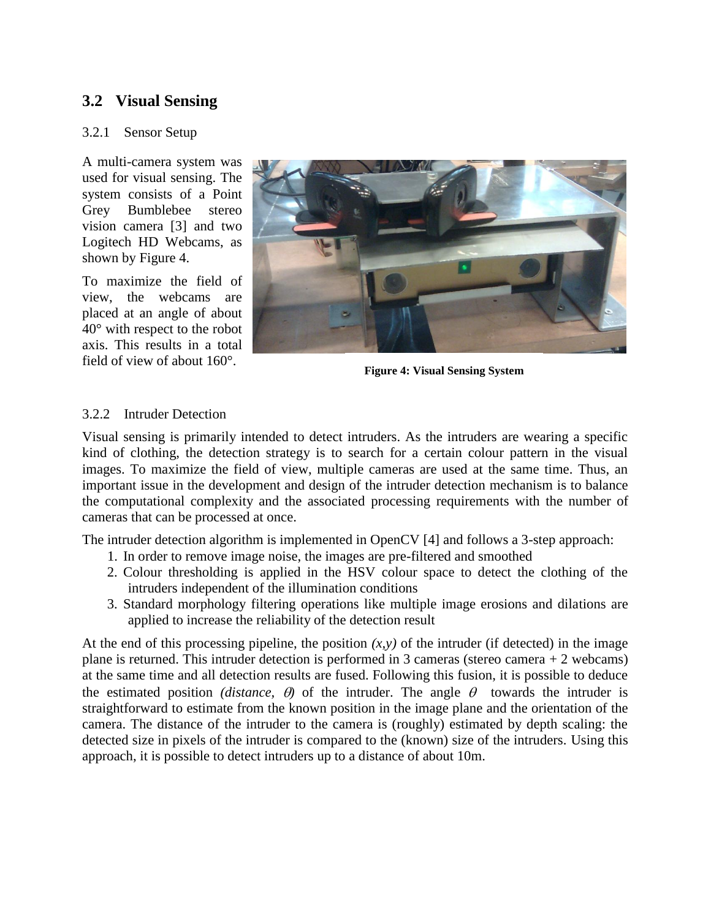## 3.2 Visual Sensing

### 3.2.1 Sensor Setup

A multi-camera system was used for visual sensing. The system consists of a Point Grey Bumblebee stereo vision camera [3] and two Logitech HD Webcams, as shown by Figure 4.

To maximize the field of view, the webcams are placed at an angle of about 40° with respect to the robot axis. This results in a total field of view of about 160°.

**Figure 4: Visual Sensing System**

### 3.2.2 Intruder Detection

Visual sensing is primarily intended to detect intruders. As the intruders are wearing a specific kind of clothing, the detection strategy is to search for a certain colour pattern in the visual images. To maximize the field of view, multiple cameras are used at the same time. Thus, an important issue in the development and design of the intruder detection mechanism is to balance the computational complexity and the associated processing requirements with the number of cameras that can be processed at once.

The intruder detection algorithm is implemented in OpenCV [4] and follows a 3-step approach:

1. In order to remove image noise, the images are pre-filtered and smoothed
2. Colour thresholding is applied in the HSV colour space to detect the clothing of the intruders independent of the illumination conditions
3. Standard morphology filtering operations like multiple image erosions and dilations are applied to increase the reliability of the detection result

At the end of this processing pipeline, the position *(x,y)* of the intruder (if detected) in the image plane is returned. This intruder detection is performed in 3 cameras (stereo camera + 2 webcams) at the same time and all detection results are fused. Following this fusion, it is possible to deduce the estimated position *(distance,* $\theta$*)* of the intruder. The angle $\theta$ towards the intruder is straightforward to estimate from the known position in the image plane and the orientation of the camera. The distance of the intruder to the camera is (roughly) estimated by depth scaling: the detected size in pixels of the intruder is compared to the (known) size of the intruders. Using this approach, it is possible to detect intruders up to a distance of about 10m.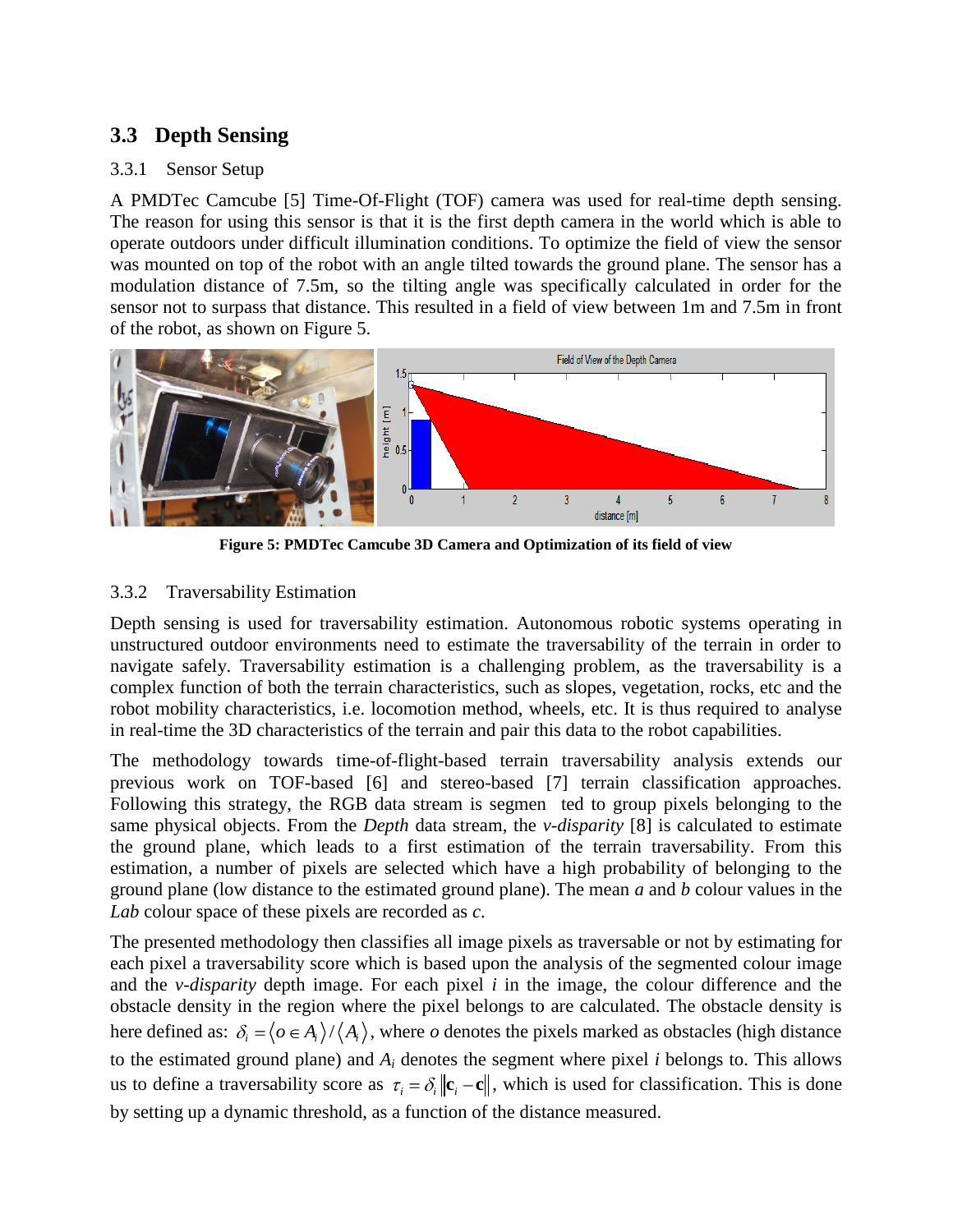## 3.3 Depth Sensing

### 3.3.1 Sensor Setup

A PMDTec Camcube [5] Time-Of-Flight (TOF) camera was used for real-time depth sensing. The reason for using this sensor is that it is the first depth camera in the world which is able to operate outdoors under difficult illumination conditions. To optimize the field of view the sensor was mounted on top of the robot with an angle tilted towards the ground plane. The sensor has a modulation distance of 7.5m, so the tilting angle was specifically calculated in order for the sensor not to surpass that distance. This resulted in a field of view between 1m and 7.5m in front of the robot, as shown on Figure 5.

**Figure 5: PMDTec Camcube 3D Camera and Optimization of its field of view**

### 3.3.2 Traversability Estimation

Depth sensing is used for traversability estimation. Autonomous robotic systems operating in unstructured outdoor environments need to estimate the traversability of the terrain in order to navigate safely. Traversability estimation is a challenging problem, as the traversability is a complex function of both the terrain characteristics, such as slopes, vegetation, rocks, etc and the robot mobility characteristics, i.e. locomotion method, wheels, etc. It is thus required to analyse in real-time the 3D characteristics of the terrain and pair this data to the robot capabilities.

The methodology towards time-of-flight-based terrain traversability analysis extends our previous work on TOF-based [6] and stereo-based [7] terrain classification approaches. Following this strategy, the RGB data stream is segmen ted to group pixels belonging to the same physical objects. From the *Depth* data stream, the *v-disparity* [8] is calculated to estimate the ground plane, which leads to a first estimation of the terrain traversability. From this estimation, a number of pixels are selected which have a high probability of belonging to the ground plane (low distance to the estimated ground plane). The mean *a* and *b* colour values in the *Lab* colour space of these pixels are recorded as *c*.

The presented methodology then classifies all image pixels as traversable or not by estimating for each pixel a traversability score which is based upon the analysis of the segmented colour image and the *v-disparity* depth image. For each pixel *i* in the image, the colour difference and the obstacle density in the region where the pixel belongs to are calculated. The obstacle density is here defined as: $\delta_i = \langle o \in A_i \rangle / \langle A_i \rangle$, where *o* denotes the pixels marked as obstacles (high distance to the estimated ground plane) and $A_i$ denotes the segment where pixel *i* belongs to. This allows us to define a traversability score as $\tau_i = \delta_i \left\| \mathbf{c}_i - \mathbf{c} \right\|$, which is used for classification. This is done by setting up a dynamic threshold, as a function of the distance measured.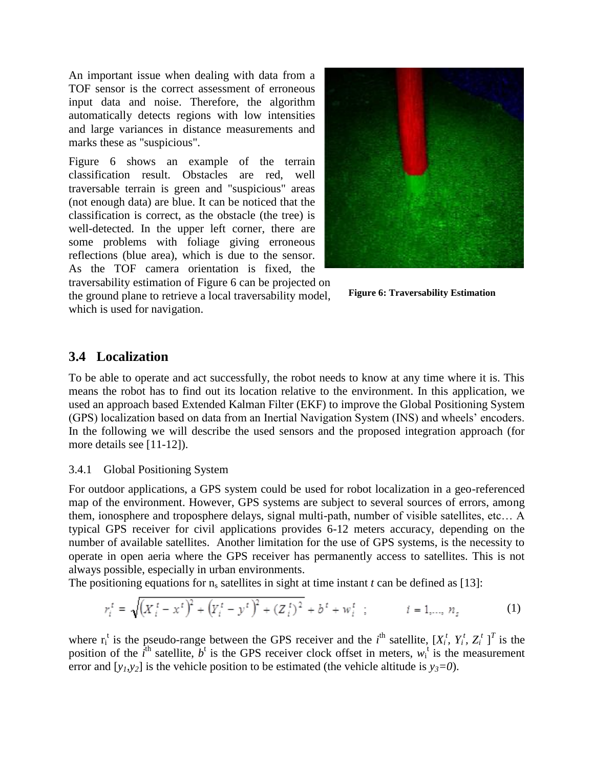An important issue when dealing with data from a TOF sensor is the correct assessment of erroneous input data and noise. Therefore, the algorithm automatically detects regions with low intensities and large variances in distance measurements and marks these as "suspicious".

Figure 6 shows an example of the terrain classification result. Obstacles are red, well traversable terrain is green and "suspicious" areas (not enough data) are blue. It can be noticed that the classification is correct, as the obstacle (the tree) is well-detected. In the upper left corner, there are some problems with foliage giving erroneous reflections (blue area), which is due to the sensor. As the TOF camera orientation is fixed, the traversability estimation of Figure 6 can be projected on the ground plane to retrieve a local traversability model, which is used for navigation.

**Figure 6: Traversability Estimation**

## 3.4 Localization

To be able to operate and act successfully, the robot needs to know at any time where it is. This means the robot has to find out its location relative to the environment. In this application, we used an approach based Extended Kalman Filter (EKF) to improve the Global Positioning System (GPS) localization based on data from an Inertial Navigation System (INS) and wheels' encoders. In the following we will describe the used sensors and the proposed integration approach (for more details see [11-12]).

### 3.4.1 Global Positioning System

For outdoor applications, a GPS system could be used for robot localization in a geo-referenced map of the environment. However, GPS systems are subject to several sources of errors, among them, ionosphere and troposphere delays, signal multi-path, number of visible satellites, etc… A typical GPS receiver for civil applications provides 6-12 meters accuracy, depending on the number of available satellites. Another limitation for the use of GPS systems, is the necessity to operate in open aeria where the GPS receiver has permanently access to satellites. This is not always possible, especially in urban environments.

The positioning equations for $n_s$ satellites in sight at time instant $t$ can be defined as [13]:

$$r_i^t = \sqrt{\left(X_i^t - x^t\right)^2 + \left(Y_i^t - y^t\right)^2 + \left(Z_i^t\right)^2} + b^t + w_i^t \;; \qquad i = 1,\ldots, n_s \tag{1}$$

where $r_i^t$ is the pseudo-range between the GPS receiver and the $i^{th}$ satellite, $[X_i^t, Y_i^t, Z_i^t]^T$ is the position of the $i^{th}$ satellite, $b^t$ is the GPS receiver clock offset in meters, $w_i^t$ is the measurement error and $[y_1, y_2]$ is the vehicle position to be estimated (the vehicle altitude is $y_3=0$).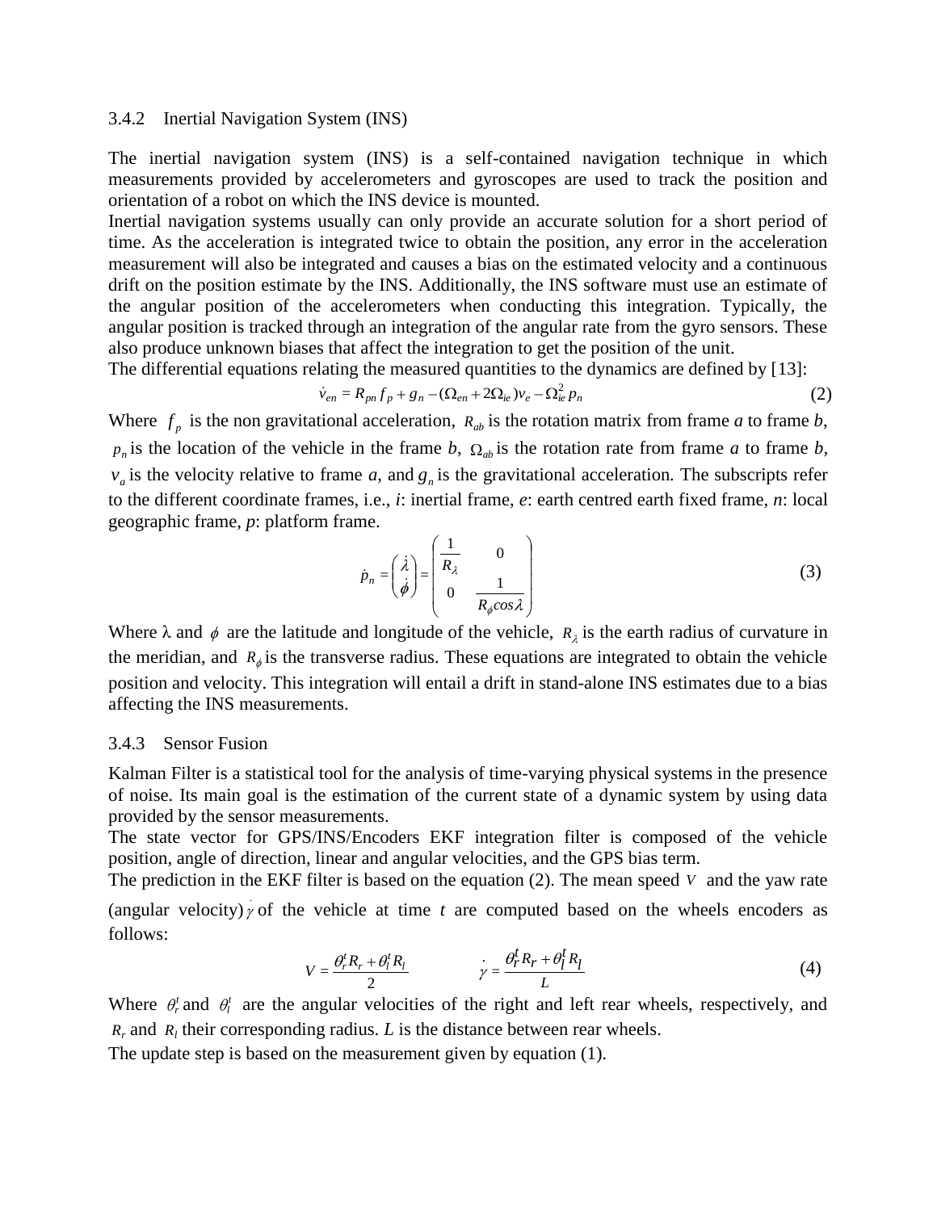### 3.4.2 Inertial Navigation System (INS)

The inertial navigation system (INS) is a self-contained navigation technique in which measurements provided by accelerometers and gyroscopes are used to track the position and orientation of a robot on which the INS device is mounted.

Inertial navigation systems usually can only provide an accurate solution for a short period of time. As the acceleration is integrated twice to obtain the position, any error in the acceleration measurement will also be integrated and causes a bias on the estimated velocity and a continuous drift on the position estimate by the INS. Additionally, the INS software must use an estimate of the angular position of the accelerometers when conducting this integration. Typically, the angular position is tracked through an integration of the angular rate from the gyro sensors. These also produce unknown biases that affect the integration to get the position of the unit.

The differential equations relating the measured quantities to the dynamics are defined by [13]:

$$\dot{v}_{en} = R_{pn} f_p + g_n - (\Omega_{en} + 2\Omega_{ie}) v_e - \Omega_{ie}^2 p_n \tag{2}$$

Where $f_p$ is the non gravitational acceleration, $R_{ab}$ is the rotation matrix from frame *a* to frame *b*, $p_n$ is the location of the vehicle in the frame *b*, $\Omega_{ab}$ is the rotation rate from frame *a* to frame *b*, $v_a$ is the velocity relative to frame *a*, and $g_n$ is the gravitational acceleration. The subscripts refer to the different coordinate frames, i.e., *i*: inertial frame, *e*: earth centred earth fixed frame, *n*: local geographic frame, *p*: platform frame.

$$\dot{p}_n = \begin{pmatrix} \dot{\lambda} \\ \dot{\phi} \end{pmatrix} = \begin{pmatrix} \frac{1}{R_\lambda} & 0 \\ 0 & \frac{1}{R_\phi cos\lambda} \end{pmatrix} \tag{3}$$

Where $\lambda$ and $\phi$ are the latitude and longitude of the vehicle, $R_\lambda$ is the earth radius of curvature in the meridian, and $R_\phi$ is the transverse radius. These equations are integrated to obtain the vehicle position and velocity. This integration will entail a drift in stand-alone INS estimates due to a bias affecting the INS measurements.

### 3.4.3 Sensor Fusion

Kalman Filter is a statistical tool for the analysis of time-varying physical systems in the presence of noise. Its main goal is the estimation of the current state of a dynamic system by using data provided by the sensor measurements.

The state vector for GPS/INS/Encoders EKF integration filter is composed of the vehicle position, angle of direction, linear and angular velocities, and the GPS bias term.

The prediction in the EKF filter is based on the equation (2). The mean speed $V$ and the yaw rate (angular velocity) $\dot{\gamma}$ of the vehicle at time *t* are computed based on the wheels encoders as follows:

$$V = \frac{\theta_r^t R_r + \theta_l^t R_l}{2} \qquad \dot{\gamma} = \frac{\theta_r^t R_r + \theta_l^t R_l}{L} \tag{4}$$

Where $\theta_r^t$ and $\theta_l^t$ are the angular velocities of the right and left rear wheels, respectively, and $R_r$ and $R_l$ their corresponding radius. *L* is the distance between rear wheels.

The update step is based on the measurement given by equation (1).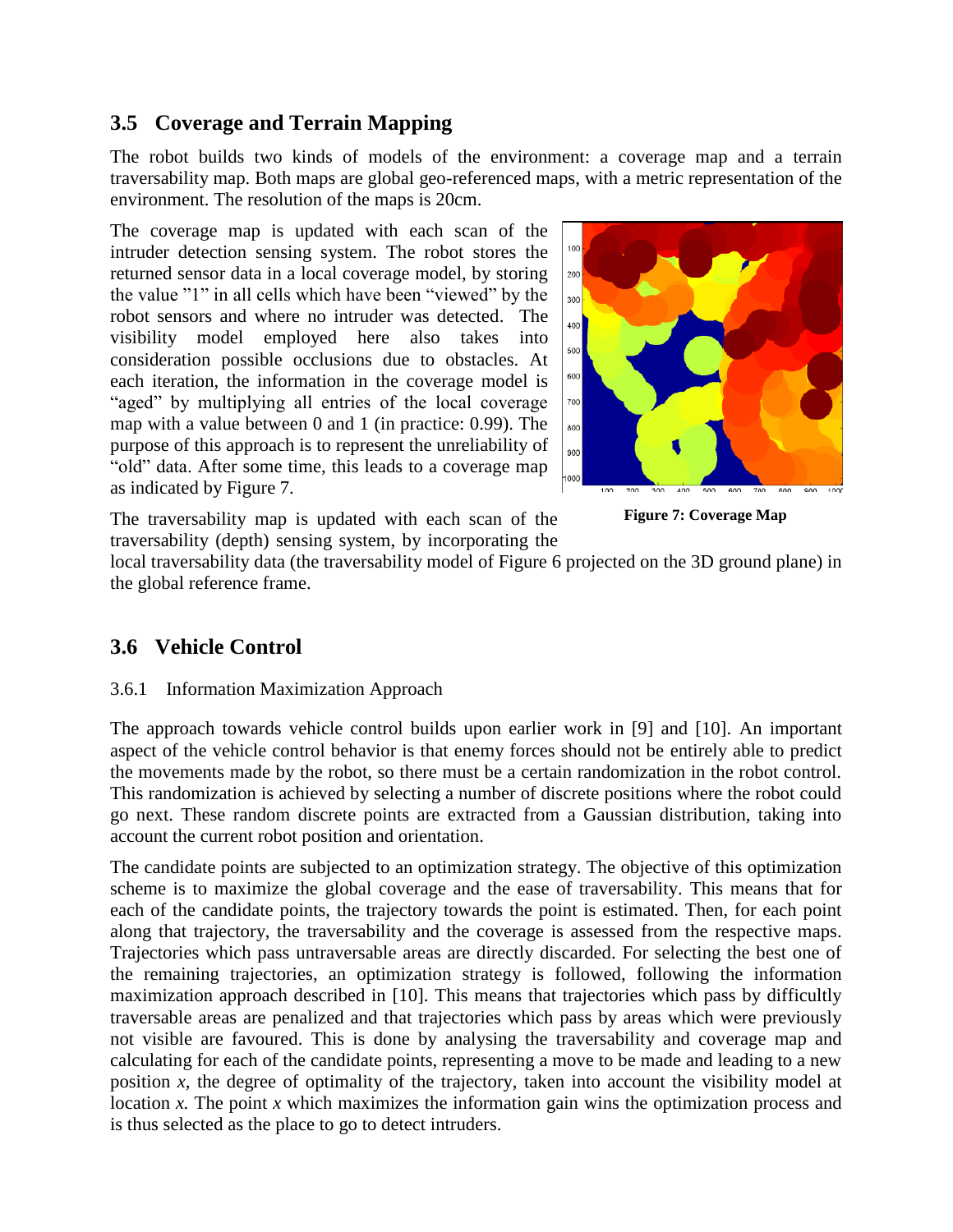## 3.5 Coverage and Terrain Mapping

The robot builds two kinds of models of the environment: a coverage map and a terrain traversability map. Both maps are global geo-referenced maps, with a metric representation of the environment. The resolution of the maps is 20cm.

The coverage map is updated with each scan of the intruder detection sensing system. The robot stores the returned sensor data in a local coverage model, by storing the value "1" in all cells which have been "viewed" by the robot sensors and where no intruder was detected. The visibility model employed here also takes into consideration possible occlusions due to obstacles. At each iteration, the information in the coverage model is "aged" by multiplying all entries of the local coverage map with a value between 0 and 1 (in practice: 0.99). The purpose of this approach is to represent the unreliability of "old" data. After some time, this leads to a coverage map as indicated by Figure 7.

**Figure 7: Coverage Map**

The traversability map is updated with each scan of the traversability (depth) sensing system, by incorporating the local traversability data (the traversability model of Figure 6 projected on the 3D ground plane) in the global reference frame.

## 3.6 Vehicle Control

### 3.6.1 Information Maximization Approach

The approach towards vehicle control builds upon earlier work in [9] and [10]. An important aspect of the vehicle control behavior is that enemy forces should not be entirely able to predict the movements made by the robot, so there must be a certain randomization in the robot control. This randomization is achieved by selecting a number of discrete positions where the robot could go next. These random discrete points are extracted from a Gaussian distribution, taking into account the current robot position and orientation.

The candidate points are subjected to an optimization strategy. The objective of this optimization scheme is to maximize the global coverage and the ease of traversability. This means that for each of the candidate points, the trajectory towards the point is estimated. Then, for each point along that trajectory, the traversability and the coverage is assessed from the respective maps. Trajectories which pass untraversable areas are directly discarded. For selecting the best one of the remaining trajectories, an optimization strategy is followed, following the information maximization approach described in [10]. This means that trajectories which pass by difficultly traversable areas are penalized and that trajectories which pass by areas which were previously not visible are favoured. This is done by analysing the traversability and coverage map and calculating for each of the candidate points, representing a move to be made and leading to a new position $x$, the degree of optimality of the trajectory, taken into account the visibility model at location $x$. The point $x$ which maximizes the information gain wins the optimization process and is thus selected as the place to go to detect intruders.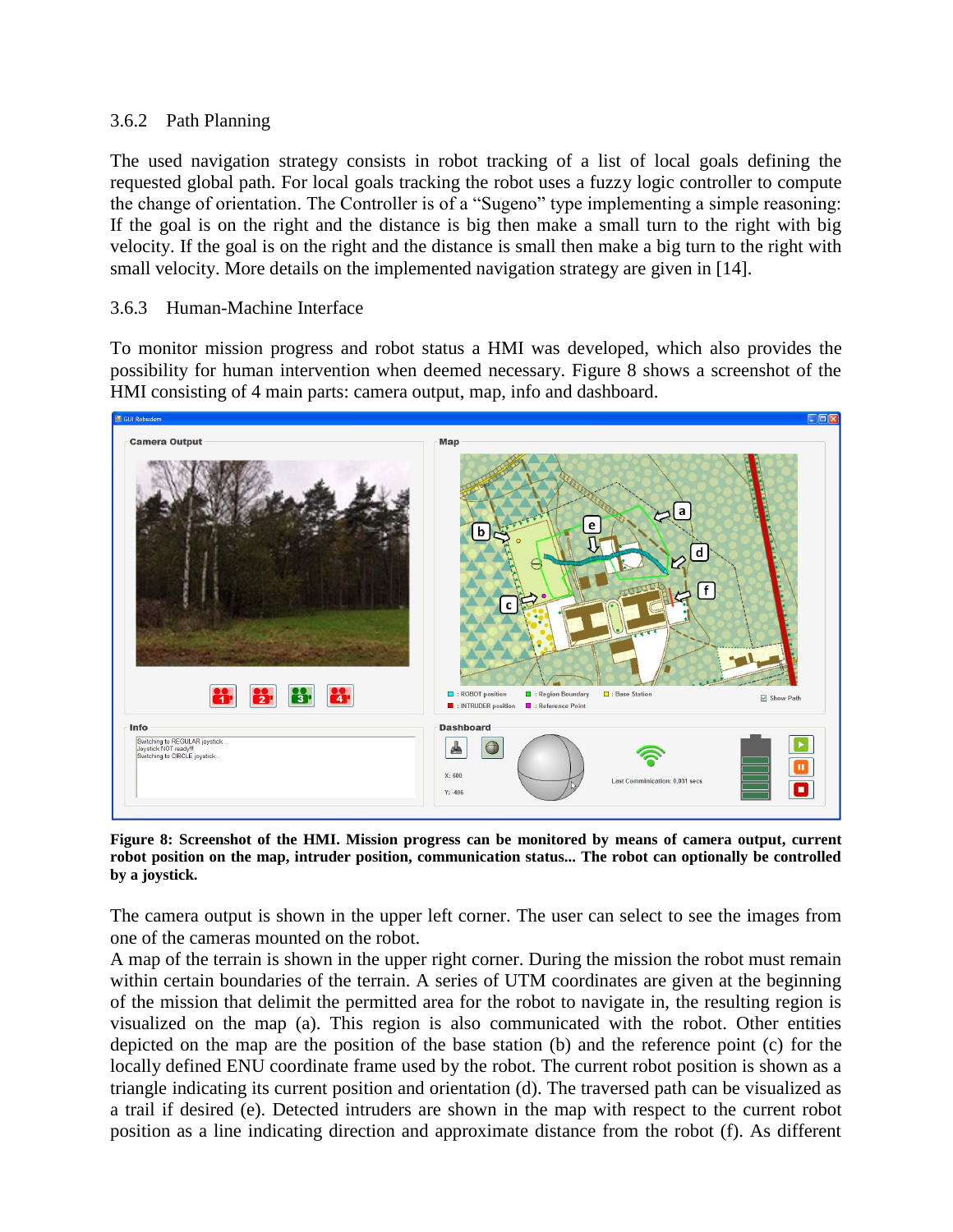### 3.6.2 Path Planning

The used navigation strategy consists in robot tracking of a list of local goals defining the requested global path. For local goals tracking the robot uses a fuzzy logic controller to compute the change of orientation. The Controller is of a "Sugeno" type implementing a simple reasoning: If the goal is on the right and the distance is big then make a small turn to the right with big velocity. If the goal is on the right and the distance is small then make a big turn to the right with small velocity. More details on the implemented navigation strategy are given in [14].

### 3.6.3 Human-Machine Interface

To monitor mission progress and robot status a HMI was developed, which also provides the possibility for human intervention when deemed necessary. Figure 8 shows a screenshot of the HMI consisting of 4 main parts: camera output, map, info and dashboard.

**Figure 8: Screenshot of the HMI. Mission progress can be monitored by means of camera output, current robot position on the map, intruder position, communication status... The robot can optionally be controlled by a joystick.**

The camera output is shown in the upper left corner. The user can select to see the images from one of the cameras mounted on the robot.

A map of the terrain is shown in the upper right corner. During the mission the robot must remain within certain boundaries of the terrain. A series of UTM coordinates are given at the beginning of the mission that delimit the permitted area for the robot to navigate in, the resulting region is visualized on the map (a). This region is also communicated with the robot. Other entities depicted on the map are the position of the base station (b) and the reference point (c) for the locally defined ENU coordinate frame used by the robot. The current robot position is shown as a triangle indicating its current position and orientation (d). The traversed path can be visualized as a trail if desired (e). Detected intruders are shown in the map with respect to the current robot position as a line indicating direction and approximate distance from the robot (f). As different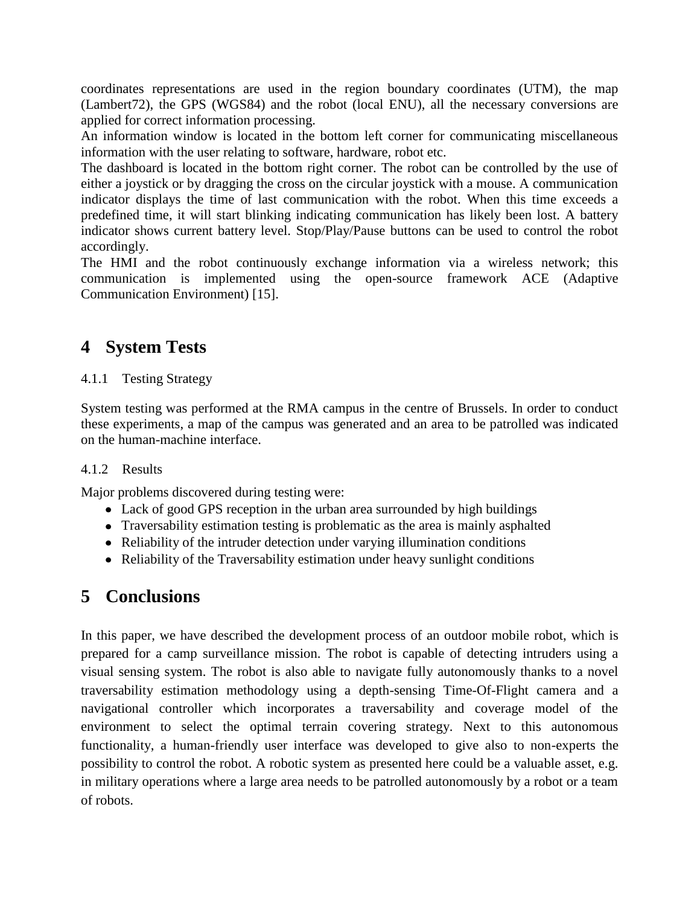coordinates representations are used in the region boundary coordinates (UTM), the map (Lambert72), the GPS (WGS84) and the robot (local ENU), all the necessary conversions are applied for correct information processing.
An information window is located in the bottom left corner for communicating miscellaneous information with the user relating to software, hardware, robot etc.
The dashboard is located in the bottom right corner. The robot can be controlled by the use of either a joystick or by dragging the cross on the circular joystick with a mouse. A communication indicator displays the time of last communication with the robot. When this time exceeds a predefined time, it will start blinking indicating communication has likely been lost. A battery indicator shows current battery level. Stop/Play/Pause buttons can be used to control the robot accordingly.
The HMI and the robot continuously exchange information via a wireless network; this communication is implemented using the open-source framework ACE (Adaptive Communication Environment) [15].

# 4 System Tests

### 4.1.1 Testing Strategy

System testing was performed at the RMA campus in the centre of Brussels. In order to conduct these experiments, a map of the campus was generated and an area to be patrolled was indicated on the human-machine interface.

### 4.1.2 Results

Major problems discovered during testing were:

- Lack of good GPS reception in the urban area surrounded by high buildings
- Traversability estimation testing is problematic as the area is mainly asphalted
- Reliability of the intruder detection under varying illumination conditions
- Reliability of the Traversability estimation under heavy sunlight conditions

# 5 Conclusions

In this paper, we have described the development process of an outdoor mobile robot, which is prepared for a camp surveillance mission. The robot is capable of detecting intruders using a visual sensing system. The robot is also able to navigate fully autonomously thanks to a novel traversability estimation methodology using a depth-sensing Time-Of-Flight camera and a navigational controller which incorporates a traversability and coverage model of the environment to select the optimal terrain covering strategy. Next to this autonomous functionality, a human-friendly user interface was developed to give also to non-experts the possibility to control the robot. A robotic system as presented here could be a valuable asset, e.g. in military operations where a large area needs to be patrolled autonomously by a robot or a team of robots.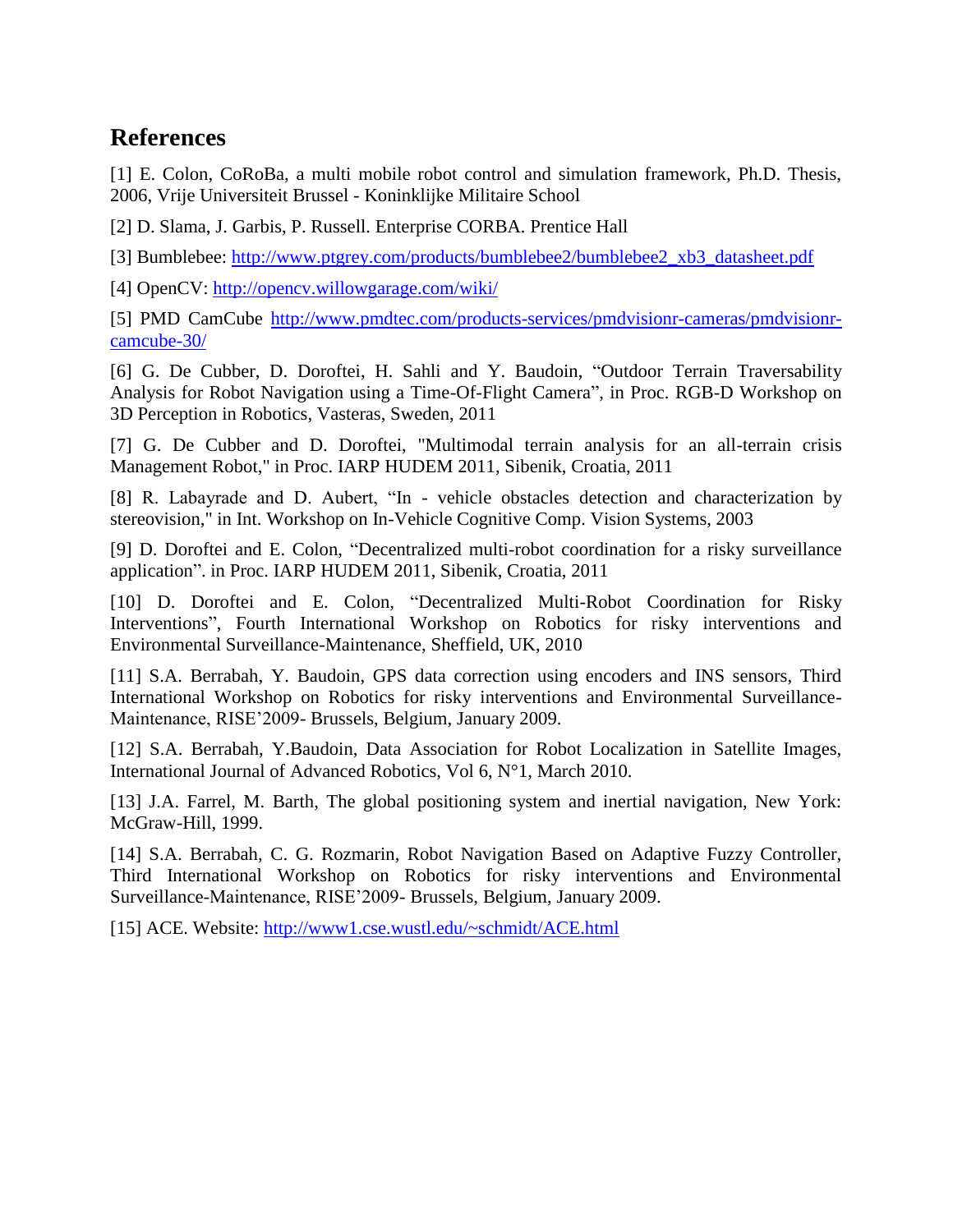## References

[1] E. Colon, CoRoBa, a multi mobile robot control and simulation framework, Ph.D. Thesis, 2006, Vrije Universiteit Brussel - Koninklijke Militaire School

[2] D. Slama, J. Garbis, P. Russell. Enterprise CORBA. Prentice Hall

[3] Bumblebee: http://www.ptgrey.com/products/bumblebee2/bumblebee2_xb3_datasheet.pdf

[4] OpenCV: http://opencv.willowgarage.com/wiki/

[5] PMD CamCube http://www.pmdtec.com/products-services/pmdvisionr-cameras/pmdvisionr-camcube-30/

[6] G. De Cubber, D. Doroftei, H. Sahli and Y. Baudoin, "Outdoor Terrain Traversability Analysis for Robot Navigation using a Time-Of-Flight Camera", in Proc. RGB-D Workshop on 3D Perception in Robotics, Vasteras, Sweden, 2011

[7] G. De Cubber and D. Doroftei, "Multimodal terrain analysis for an all-terrain crisis Management Robot," in Proc. IARP HUDEM 2011, Sibenik, Croatia, 2011

[8] R. Labayrade and D. Aubert, "In - vehicle obstacles detection and characterization by stereovision," in Int. Workshop on In-Vehicle Cognitive Comp. Vision Systems, 2003

[9] D. Doroftei and E. Colon, "Decentralized multi-robot coordination for a risky surveillance application". in Proc. IARP HUDEM 2011, Sibenik, Croatia, 2011

[10] D. Doroftei and E. Colon, "Decentralized Multi-Robot Coordination for Risky Interventions", Fourth International Workshop on Robotics for risky interventions and Environmental Surveillance-Maintenance, Sheffield, UK, 2010

[11] S.A. Berrabah, Y. Baudoin, GPS data correction using encoders and INS sensors, Third International Workshop on Robotics for risky interventions and Environmental Surveillance-Maintenance, RISE'2009- Brussels, Belgium, January 2009.

[12] S.A. Berrabah, Y.Baudoin, Data Association for Robot Localization in Satellite Images, International Journal of Advanced Robotics, Vol 6, N°1, March 2010.

[13] J.A. Farrel, M. Barth, The global positioning system and inertial navigation, New York: McGraw-Hill, 1999.

[14] S.A. Berrabah, C. G. Rozmarin, Robot Navigation Based on Adaptive Fuzzy Controller, Third International Workshop on Robotics for risky interventions and Environmental Surveillance-Maintenance, RISE'2009- Brussels, Belgium, January 2009.

[15] ACE. Website: http://www1.cse.wustl.edu/~schmidt/ACE.html